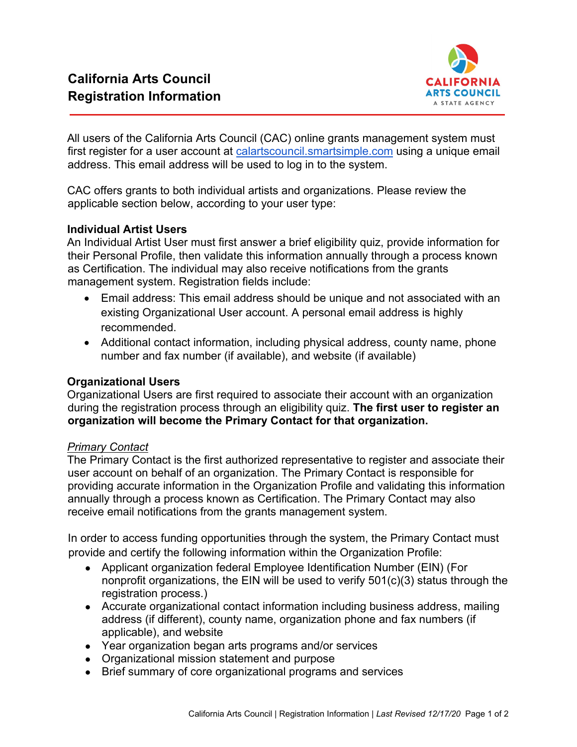# California Arts Council Registration Information

All users of the California Arts Council (CAC) online grants management system must first register for a user account at [calartscouncil.smartsimple.com](calartscouncil.smartsimple.com) using a unique email address. This email address will be used to log in to the system.

CAC offers grants to both individual artists and organizations. Please review the applicable section below, according to your user type:

## Individual Artist Users

An Individual Artist User must first answer a brief eligibility quiz, provide information for their Personal Profile, then validate this information annually through a process known as Certification. The individual may also receive notifications from the grants management system. Registration fields include:

- Email address: This email address should be unique and not associated with an existing Organizational User account. A personal email address is highly recommended.
- Additional contact information, including physical address, county name, phone number and fax number (if available), and website (if available)

## Organizational Users

Organizational Users are first required to associate their account with an organization during the registration process through an eligibility quiz. **The first user to register an organization will become the Primary Contact for that organization.**

### *Primary Contact*

The Primary Contact is the first authorized representative to register and associate their user account on behalf of an organization. The Primary Contact is responsible for providing accurate information in the Organization Profile and validating this information annually through a process known as Certification. The Primary Contact may also receive email notifications from the grants management system.

In order to access funding opportunities through the system, the Primary Contact must provide and certify the following information within the Organization Profile:

- Applicant organization federal Employee Identification Number (EIN) (For nonprofit organizations, the EIN will be used to verify 501(c)(3) status through the registration process.)
- Accurate organizational contact information including business address, mailing address (if different), county name, organization phone and fax numbers (if applicable), and website
- Year organization began arts programs and/or services
- Organizational mission statement and purpose
- Brief summary of core organizational programs and services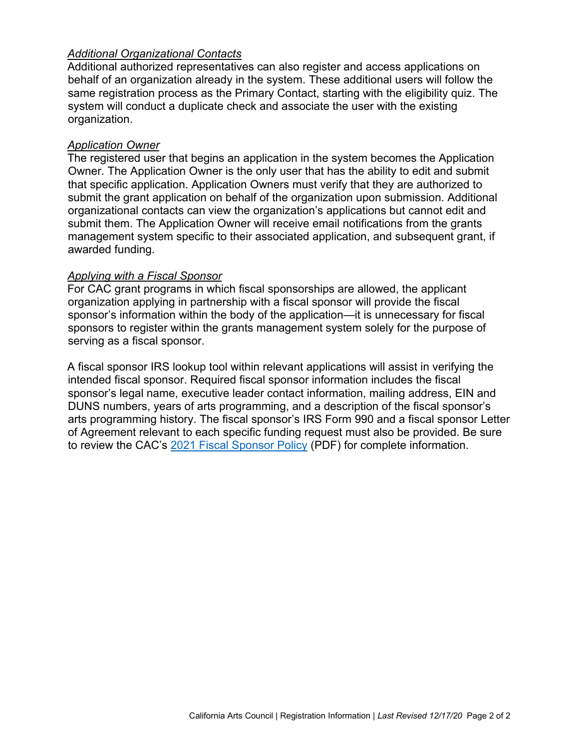*Additional Organizational Contacts*

Additional authorized representatives can also register and access applications on behalf of an organization already in the system. These additional users will follow the same registration process as the Primary Contact, starting with the eligibility quiz. The system will conduct a duplicate check and associate the user with the existing organization.

*Application Owner*

The registered user that begins an application in the system becomes the Application Owner. The Application Owner is the only user that has the ability to edit and submit that specific application. Application Owners must verify that they are authorized to submit the grant application on behalf of the organization upon submission. Additional organizational contacts can view the organization's applications but cannot edit and submit them. The Application Owner will receive email notifications from the grants management system specific to their associated application, and subsequent grant, if awarded funding.

*Applying with a Fiscal Sponsor*

For CAC grant programs in which fiscal sponsorships are allowed, the applicant organization applying in partnership with a fiscal sponsor will provide the fiscal sponsor's information within the body of the application—it is unnecessary for fiscal sponsors to register within the grants management system solely for the purpose of serving as a fiscal sponsor.

A fiscal sponsor IRS lookup tool within relevant applications will assist in verifying the intended fiscal sponsor. Required fiscal sponsor information includes the fiscal sponsor's legal name, executive leader contact information, mailing address, EIN and DUNS numbers, years of arts programming, and a description of the fiscal sponsor's arts programming history. The fiscal sponsor's IRS Form 990 and a fiscal sponsor Letter of Agreement relevant to each specific funding request must also be provided. Be sure to review the CAC's 2021 Fiscal Sponsor Policy (PDF) for complete information.